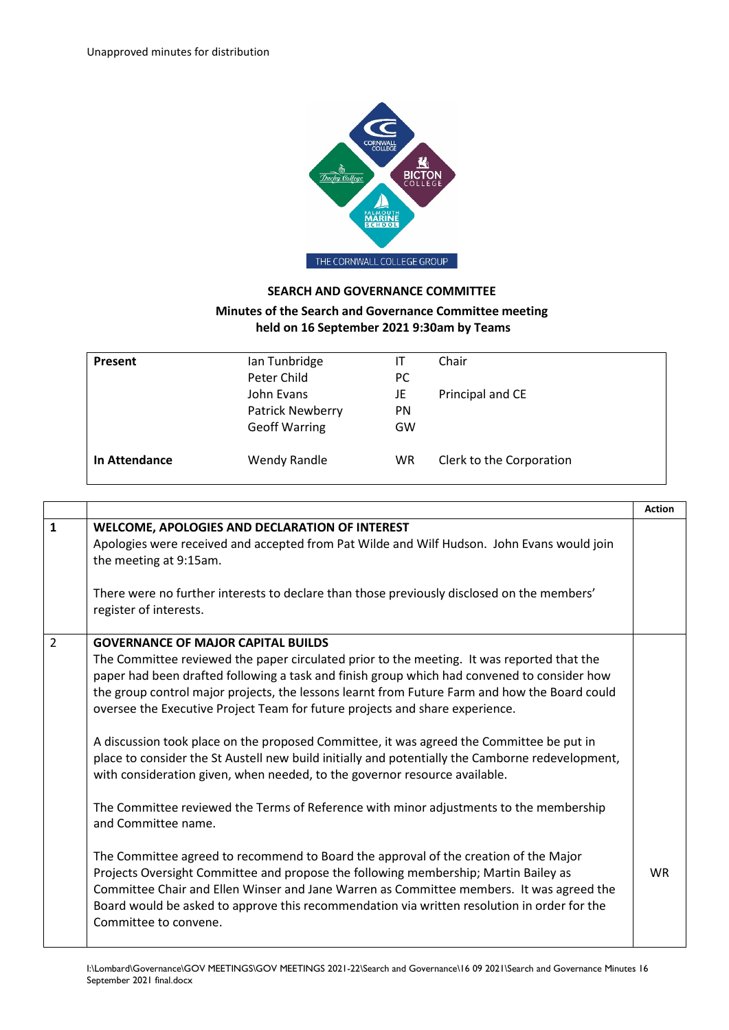Unapproved minutes for distribution

## SEARCH AND GOVERNANCE COMMITTEE

**Minutes of the Search and Governance Committee meeting held on 16 September 2021 9:30am by Teams**

| | | | |
|---|---|---|---|
| **Present** | Ian Tunbridge | IT | Chair |
| | Peter Child | PC | |
| | John Evans | JE | Principal and CE |
| | Patrick Newberry | PN | |
| | Geoff Warring | GW | |
| **In Attendance** | Wendy Randle | WR | Clerk to the Corporation |

| | | **Action** |
|---|---|---|
| **1** | **WELCOME, APOLOGIES AND DECLARATION OF INTEREST**<br>Apologies were received and accepted from Pat Wilde and Wilf Hudson. John Evans would join the meeting at 9:15am.<br><br>There were no further interests to declare than those previously disclosed on the members' register of interests. | |
| 2 | **GOVERNANCE OF MAJOR CAPITAL BUILDS**<br>The Committee reviewed the paper circulated prior to the meeting. It was reported that the paper had been drafted following a task and finish group which had convened to consider how the group control major projects, the lessons learnt from Future Farm and how the Board could oversee the Executive Project Team for future projects and share experience.<br><br>A discussion took place on the proposed Committee, it was agreed the Committee be put in place to consider the St Austell new build initially and potentially the Camborne redevelopment, with consideration given, when needed, to the governor resource available.<br><br>The Committee reviewed the Terms of Reference with minor adjustments to the membership and Committee name.<br><br>The Committee agreed to recommend to Board the approval of the creation of the Major Projects Oversight Committee and propose the following membership; Martin Bailey as Committee Chair and Ellen Winser and Jane Warren as Committee members. It was agreed the Board would be asked to approve this recommendation via written resolution in order for the Committee to convene. | WR |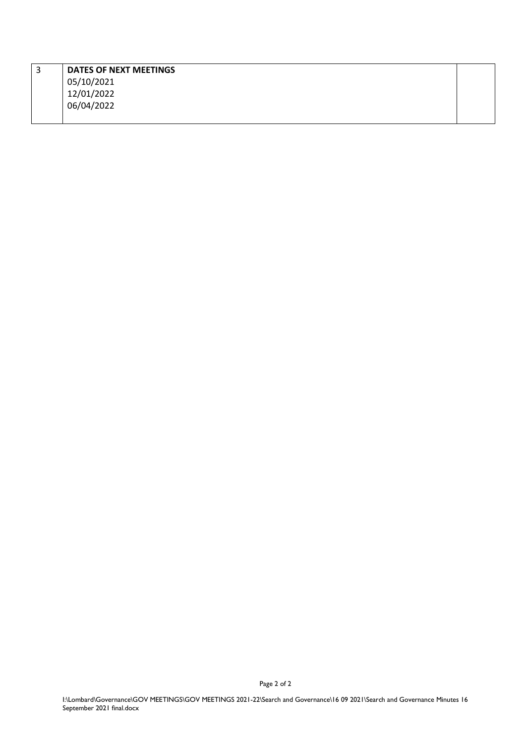| | | |
|---|---|---|
| 3 | **DATES OF NEXT MEETINGS**<br>05/10/2021<br>12/01/2022<br>06/04/2022 | |

I:\Lombard\Governance\GOV MEETINGS\GOV MEETINGS 2021-22\Search and Governance\16 09 2021\Search and Governance Minutes 16 September 2021 final.docx